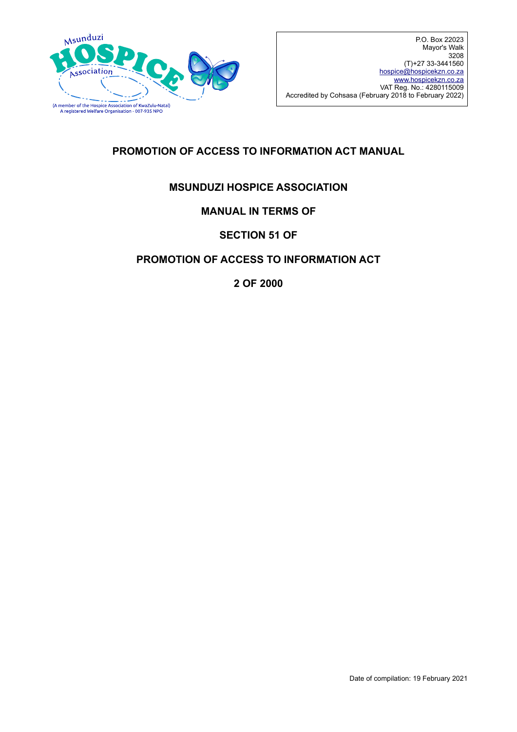Msunduzi HOSPICE Association

(A member of the Hospice Association of KwaZulu-Natal)
A registered Welfare Organisation - 007-935 NPO

P.O. Box 22023
Mayor's Walk
3208
(T)+27 33-3441560
hospice@hospicekzn.co.za
www.hospicekzn.co.za
VAT Reg. No.: 4280115009
Accredited by Cohsasa (February 2018 to February 2022)

# PROMOTION OF ACCESS TO INFORMATION ACT MANUAL

## MSUNDUZI HOSPICE ASSOCIATION

## MANUAL IN TERMS OF

## SECTION 51 OF

## PROMOTION OF ACCESS TO INFORMATION ACT

## 2 OF 2000

Date of compilation: 19 February 2021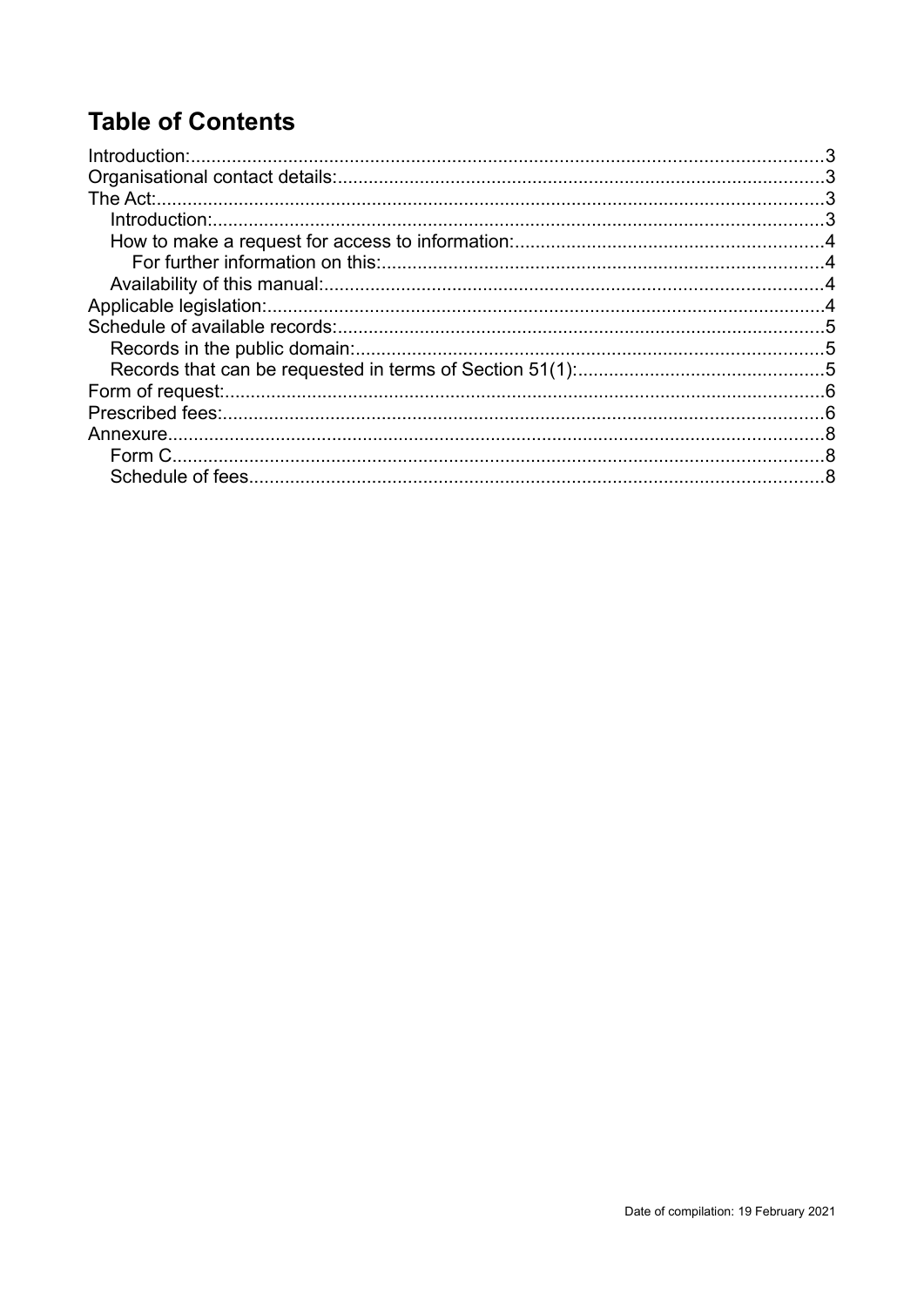# Table of Contents

- Introduction:...........................................................................................................................3
- Organisational contact details:..............................................................................................3
- The Act:..................................................................................................................................3
  - Introduction:......................................................................................................................3
  - How to make a request for access to information:...........................................................4
    - For further information on this:.....................................................................................4
  - Availability of this manual:.................................................................................................4
- Applicable legislation:...........................................................................................................4
- Schedule of available records:.............................................................................................5
  - Records in the public domain:...........................................................................................5
  - Records that can be requested in terms of Section 51(1):................................................5
- Form of request:....................................................................................................................6
- Prescribed fees:....................................................................................................................6
- Annexure................................................................................................................................8
  - Form C...............................................................................................................................8
  - Schedule of fees................................................................................................................8

Date of compilation: 19 February 2021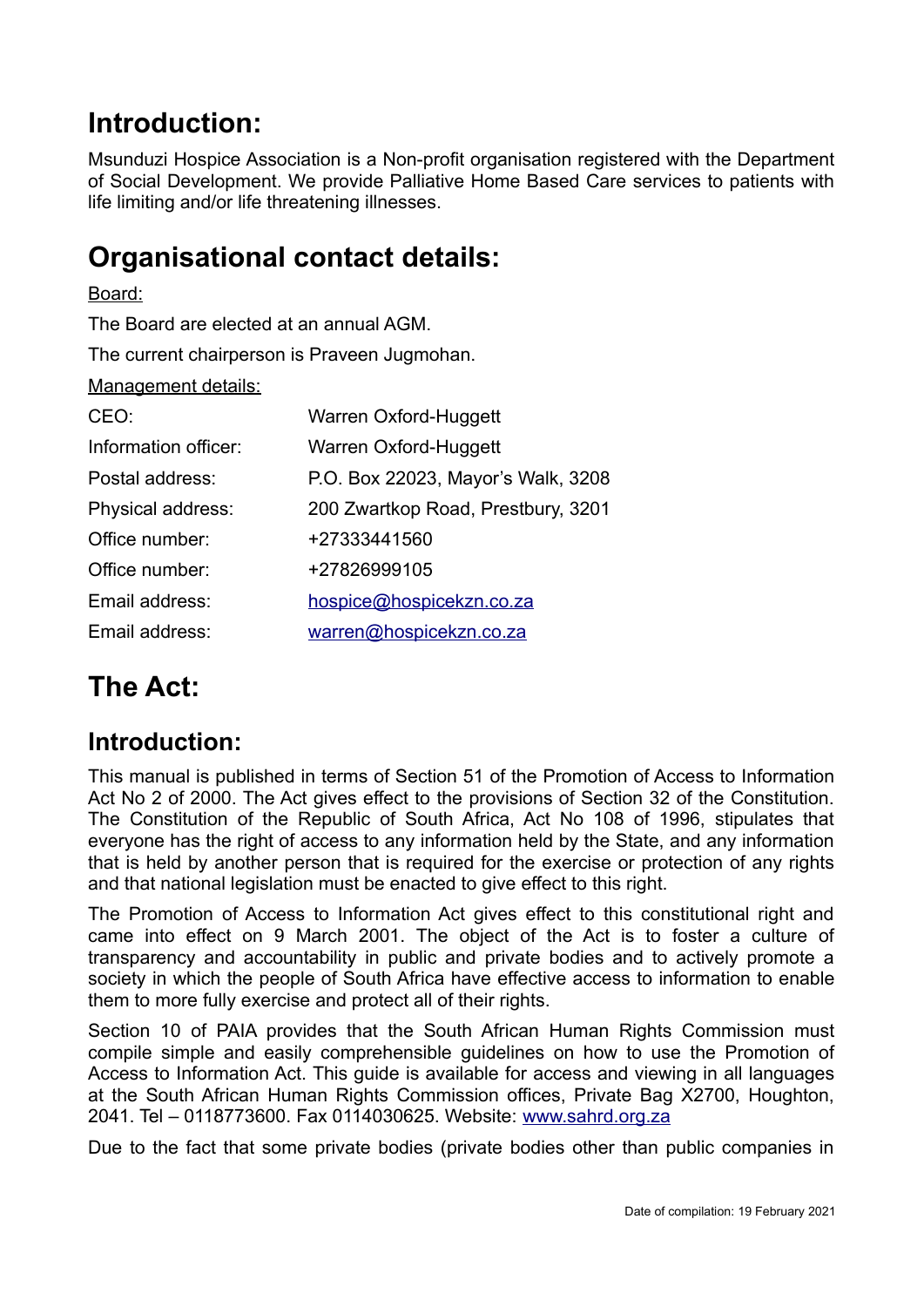# Introduction:

Msunduzi Hospice Association is a Non-profit organisation registered with the Department of Social Development. We provide Palliative Home Based Care services to patients with life limiting and/or life threatening illnesses.

# Organisational contact details:

Board:

The Board are elected at an annual AGM.

The current chairperson is Praveen Jugmohan.

Management details:

| | |
|---|---|
| CEO: | Warren Oxford-Huggett |
| Information officer: | Warren Oxford-Huggett |
| Postal address: | P.O. Box 22023, Mayor's Walk, 3208 |
| Physical address: | 200 Zwartkop Road, Prestbury, 3201 |
| Office number: | +27333441560 |
| Office number: | +27826999105 |
| Email address: | hospice@hospicekzn.co.za |
| Email address: | warren@hospicekzn.co.za |

# The Act:

## Introduction:

This manual is published in terms of Section 51 of the Promotion of Access to Information Act No 2 of 2000. The Act gives effect to the provisions of Section 32 of the Constitution. The Constitution of the Republic of South Africa, Act No 108 of 1996, stipulates that everyone has the right of access to any information held by the State, and any information that is held by another person that is required for the exercise or protection of any rights and that national legislation must be enacted to give effect to this right.

The Promotion of Access to Information Act gives effect to this constitutional right and came into effect on 9 March 2001. The object of the Act is to foster a culture of transparency and accountability in public and private bodies and to actively promote a society in which the people of South Africa have effective access to information to enable them to more fully exercise and protect all of their rights.

Section 10 of PAIA provides that the South African Human Rights Commission must compile simple and easily comprehensible guidelines on how to use the Promotion of Access to Information Act. This guide is available for access and viewing in all languages at the South African Human Rights Commission offices, Private Bag X2700, Houghton, 2041. Tel – 0118773600. Fax 0114030625. Website: www.sahrd.org.za

Due to the fact that some private bodies (private bodies other than public companies in

Date of compilation: 19 February 2021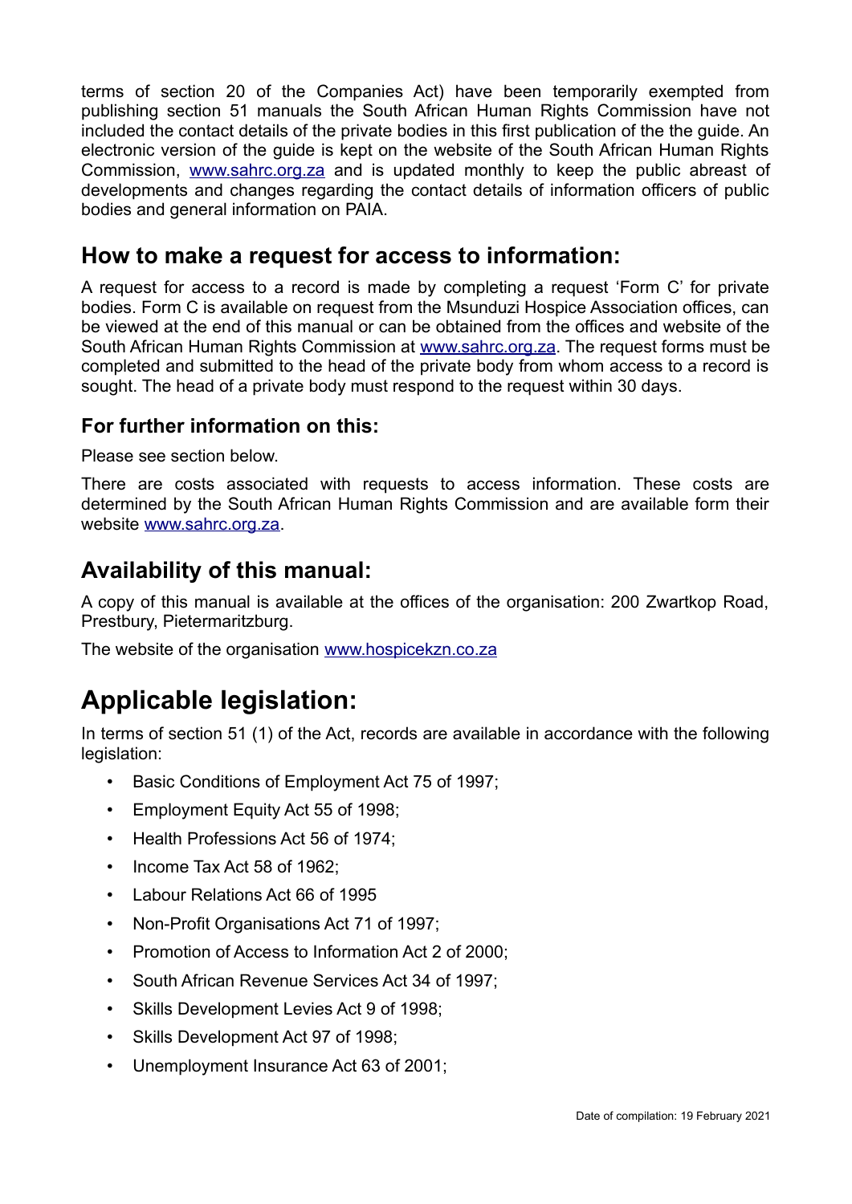terms of section 20 of the Companies Act) have been temporarily exempted from publishing section 51 manuals the South African Human Rights Commission have not included the contact details of the private bodies in this first publication of the the guide. An electronic version of the guide is kept on the website of the South African Human Rights Commission, www.sahrc.org.za and is updated monthly to keep the public abreast of developments and changes regarding the contact details of information officers of public bodies and general information on PAIA.

## How to make a request for access to information:

A request for access to a record is made by completing a request 'Form C' for private bodies. Form C is available on request from the Msunduzi Hospice Association offices, can be viewed at the end of this manual or can be obtained from the offices and website of the South African Human Rights Commission at www.sahrc.org.za. The request forms must be completed and submitted to the head of the private body from whom access to a record is sought. The head of a private body must respond to the request within 30 days.

### For further information on this:

Please see section below.

There are costs associated with requests to access information. These costs are determined by the South African Human Rights Commission and are available form their website www.sahrc.org.za.

## Availability of this manual:

A copy of this manual is available at the offices of the organisation: 200 Zwartkop Road, Prestbury, Pietermaritzburg.

The website of the organisation www.hospicekzn.co.za

# Applicable legislation:

In terms of section 51 (1) of the Act, records are available in accordance with the following legislation:

- Basic Conditions of Employment Act 75 of 1997;
- Employment Equity Act 55 of 1998;
- Health Professions Act 56 of 1974;
- Income Tax Act 58 of 1962;
- Labour Relations Act 66 of 1995
- Non-Profit Organisations Act 71 of 1997;
- Promotion of Access to Information Act 2 of 2000;
- South African Revenue Services Act 34 of 1997;
- Skills Development Levies Act 9 of 1998;
- Skills Development Act 97 of 1998;
- Unemployment Insurance Act 63 of 2001;

Date of compilation: 19 February 2021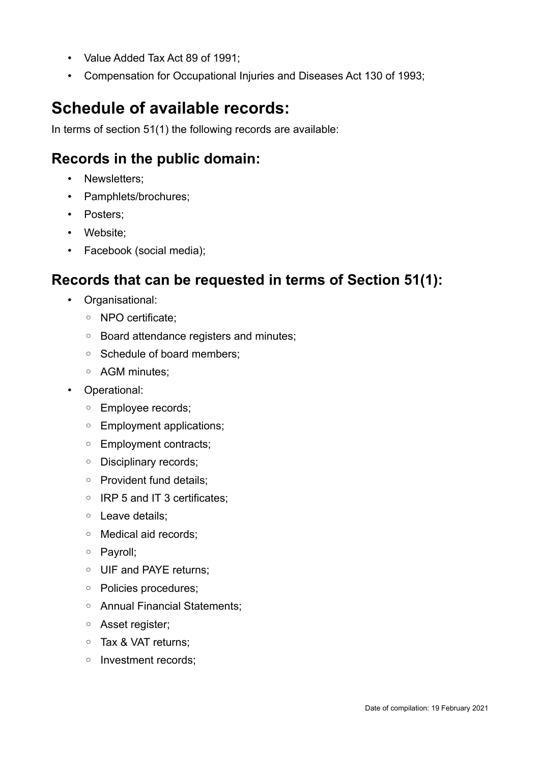- Value Added Tax Act 89 of 1991;
- Compensation for Occupational Injuries and Diseases Act 130 of 1993;

## Schedule of available records:

In terms of section 51(1) the following records are available:

### Records in the public domain:

- Newsletters;
- Pamphlets/brochures;
- Posters;
- Website;
- Facebook (social media);

### Records that can be requested in terms of Section 51(1):

- Organisational:
  - NPO certificate;
  - Board attendance registers and minutes;
  - Schedule of board members;
  - AGM minutes;
- Operational:
  - Employee records;
  - Employment applications;
  - Employment contracts;
  - Disciplinary records;
  - Provident fund details;
  - IRP 5 and IT 3 certificates;
  - Leave details;
  - Medical aid records;
  - Payroll;
  - UIF and PAYE returns;
  - Policies procedures;
  - Annual Financial Statements;
  - Asset register;
  - Tax & VAT returns;
  - Investment records;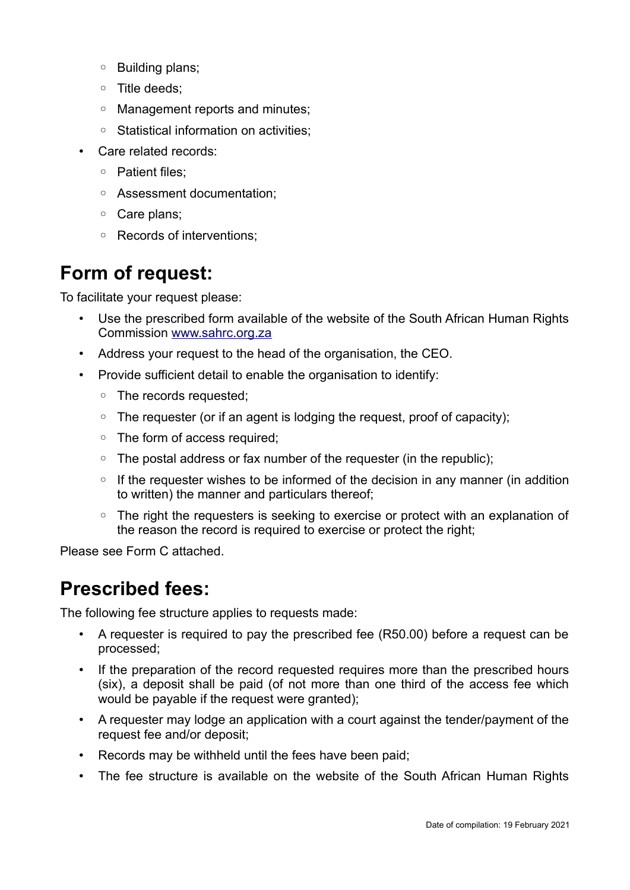- Building plans;
  - Title deeds;
  - Management reports and minutes;
  - Statistical information on activities;
- Care related records:
  - Patient files;
  - Assessment documentation;
  - Care plans;
  - Records of interventions;

## Form of request:

To facilitate your request please:

- Use the prescribed form available of the website of the South African Human Rights Commission www.sahrc.org.za
- Address your request to the head of the organisation, the CEO.
- Provide sufficient detail to enable the organisation to identify:
  - The records requested;
  - The requester (or if an agent is lodging the request, proof of capacity);
  - The form of access required;
  - The postal address or fax number of the requester (in the republic);
  - If the requester wishes to be informed of the decision in any manner (in addition to written) the manner and particulars thereof;
  - The right the requesters is seeking to exercise or protect with an explanation of the reason the record is required to exercise or protect the right;

Please see Form C attached.

## Prescribed fees:

The following fee structure applies to requests made:

- A requester is required to pay the prescribed fee (R50.00) before a request can be processed;
- If the preparation of the record requested requires more than the prescribed hours (six), a deposit shall be paid (of not more than one third of the access fee which would be payable if the request were granted);
- A requester may lodge an application with a court against the tender/payment of the request fee and/or deposit;
- Records may be withheld until the fees have been paid;
- The fee structure is available on the website of the South African Human Rights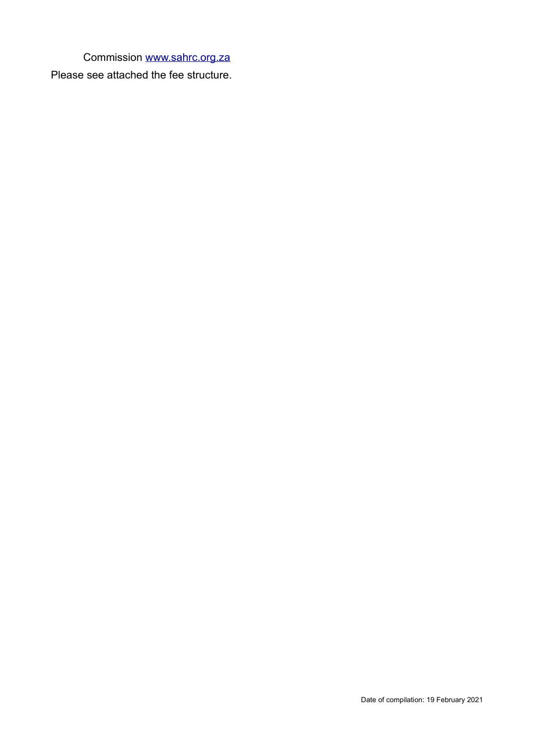Commission [www.sahrc.org.za](http://www.sahrc.org.za)

Please see attached the fee structure.

Date of compilation: 19 February 2021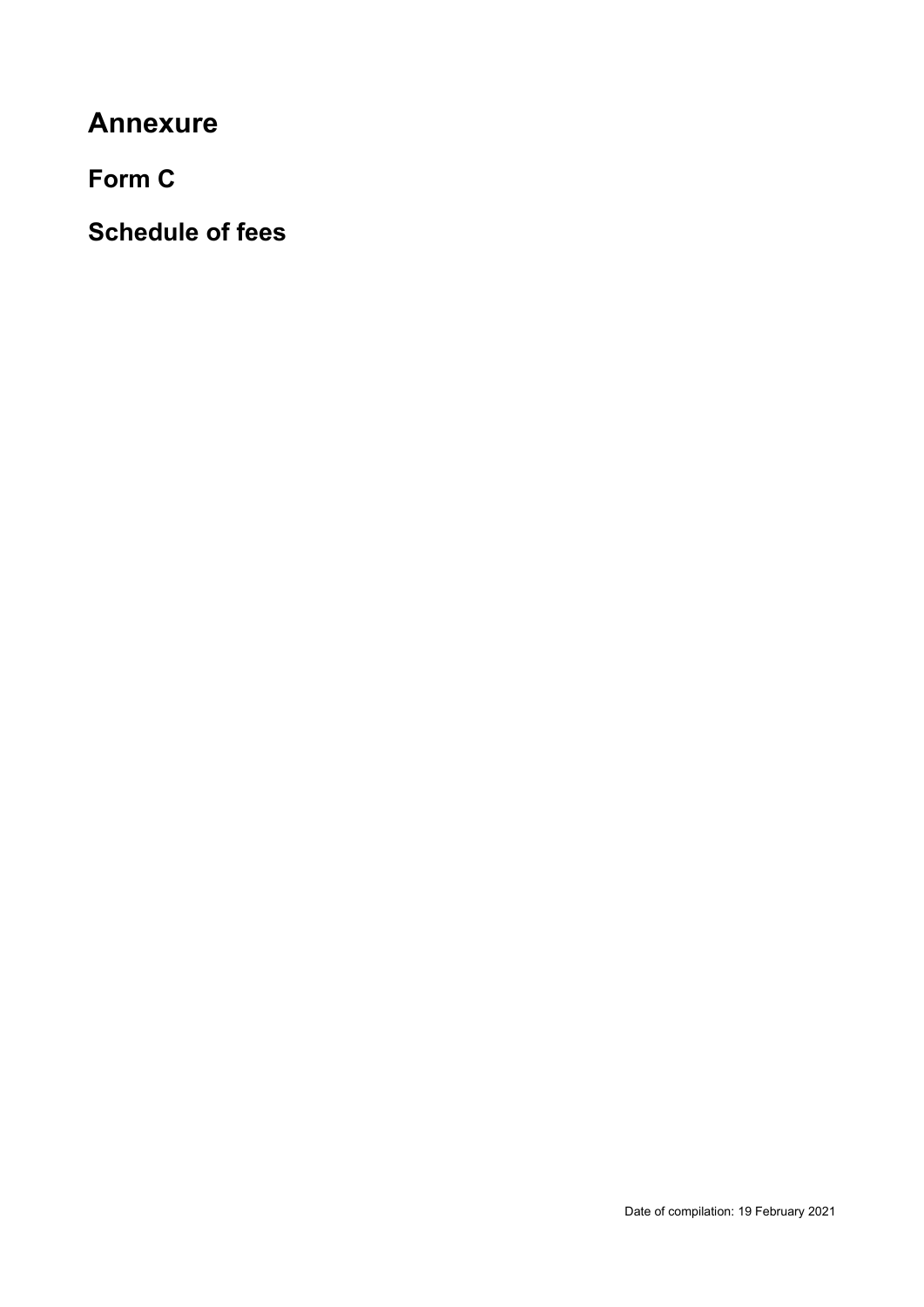# Annexure

## Form C

## Schedule of fees

Date of compilation: 19 February 2021